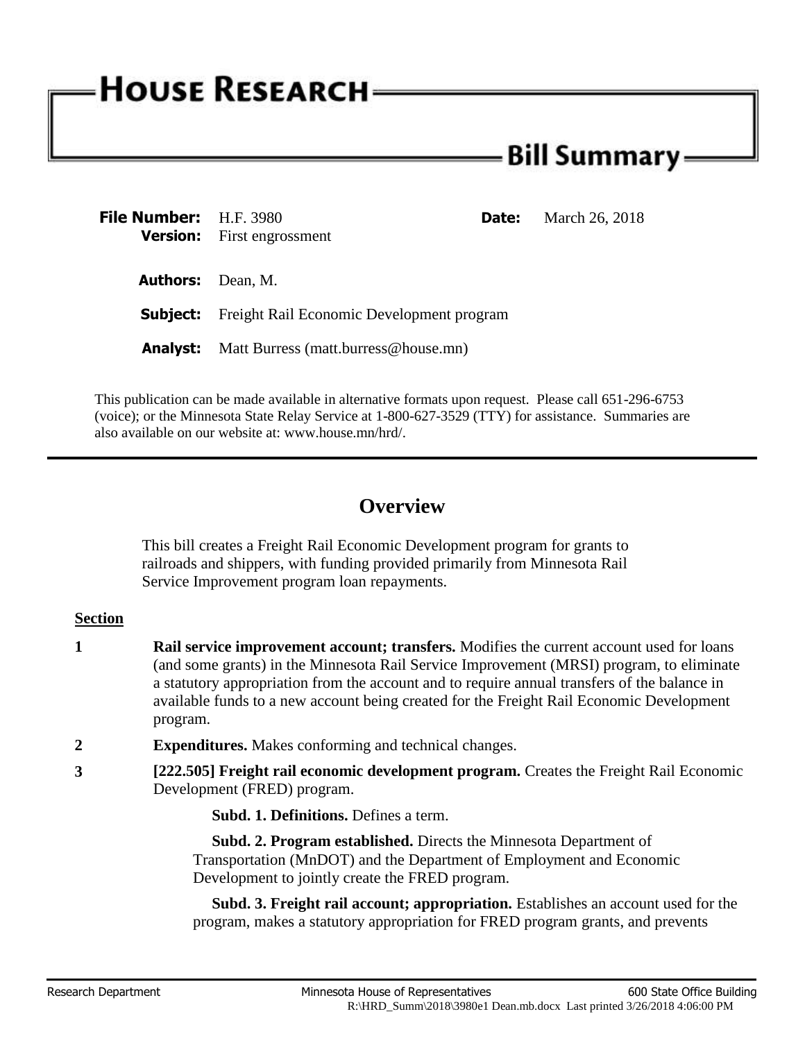# House Research

## Bill Summary

**File Number:** H.F. 3980 **Date:** March 26, 2018
**Version:** First engrossment

**Authors:** Dean, M.

**Subject:** Freight Rail Economic Development program

**Analyst:** Matt Burress (matt.burress@house.mn)

This publication can be made available in alternative formats upon request. Please call 651-296-6753 (voice); or the Minnesota State Relay Service at 1-800-627-3529 (TTY) for assistance. Summaries are also available on our website at: www.house.mn/hrd/.

---

## Overview

This bill creates a Freight Rail Economic Development program for grants to railroads and shippers, with funding provided primarily from Minnesota Rail Service Improvement program loan repayments.

**Section**

**1** **Rail service improvement account; transfers.** Modifies the current account used for loans (and some grants) in the Minnesota Rail Service Improvement (MRSI) program, to eliminate a statutory appropriation from the account and to require annual transfers of the balance in available funds to a new account being created for the Freight Rail Economic Development program.

**2** **Expenditures.** Makes conforming and technical changes.

**3** **[222.505] Freight rail economic development program.** Creates the Freight Rail Economic Development (FRED) program.

**Subd. 1. Definitions.** Defines a term.

**Subd. 2. Program established.** Directs the Minnesota Department of Transportation (MnDOT) and the Department of Employment and Economic Development to jointly create the FRED program.

**Subd. 3. Freight rail account; appropriation.** Establishes an account used for the program, makes a statutory appropriation for FRED program grants, and prevents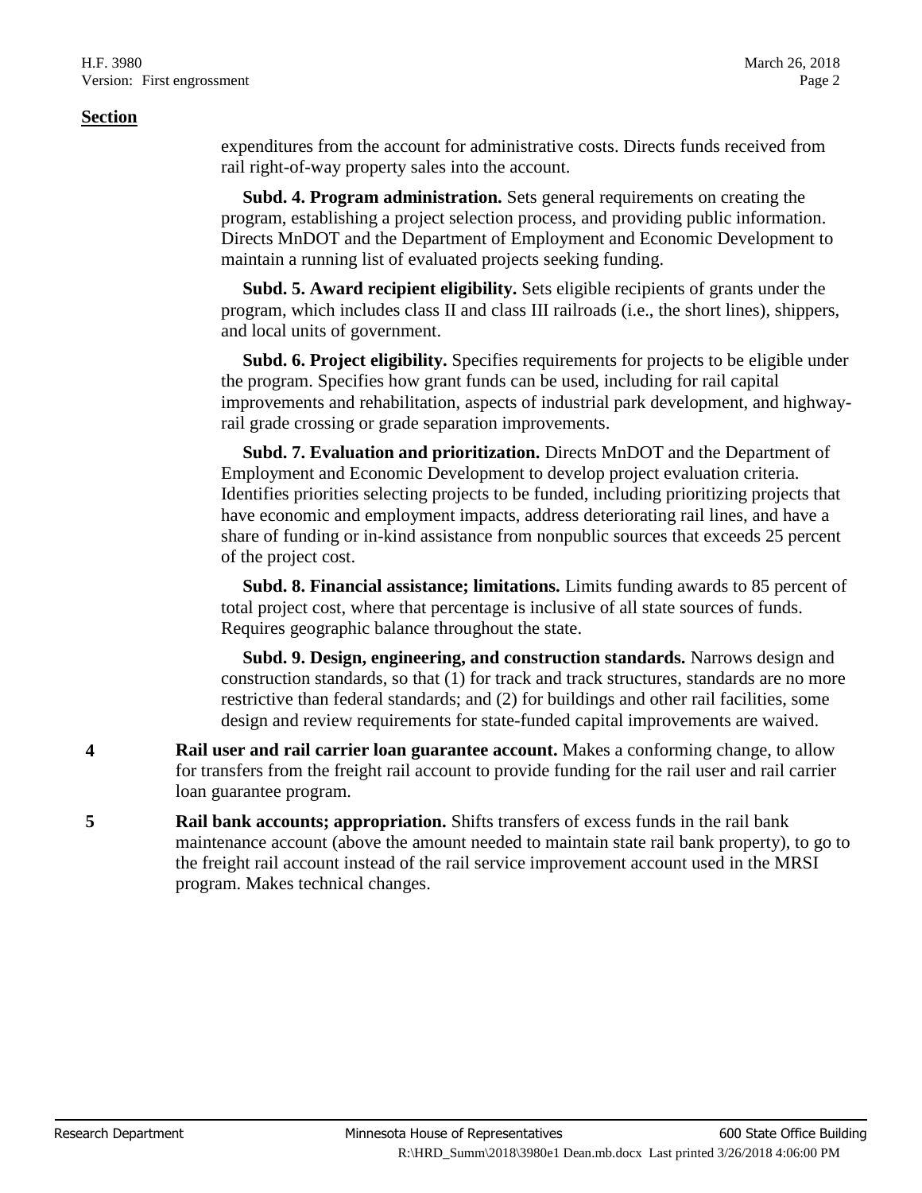**Section**

expenditures from the account for administrative costs. Directs funds received from rail right-of-way property sales into the account.

**Subd. 4. Program administration.** Sets general requirements on creating the program, establishing a project selection process, and providing public information. Directs MnDOT and the Department of Employment and Economic Development to maintain a running list of evaluated projects seeking funding.

**Subd. 5. Award recipient eligibility.** Sets eligible recipients of grants under the program, which includes class II and class III railroads (i.e., the short lines), shippers, and local units of government.

**Subd. 6. Project eligibility.** Specifies requirements for projects to be eligible under the program. Specifies how grant funds can be used, including for rail capital improvements and rehabilitation, aspects of industrial park development, and highway-rail grade crossing or grade separation improvements.

**Subd. 7. Evaluation and prioritization.** Directs MnDOT and the Department of Employment and Economic Development to develop project evaluation criteria. Identifies priorities selecting projects to be funded, including prioritizing projects that have economic and employment impacts, address deteriorating rail lines, and have a share of funding or in-kind assistance from nonpublic sources that exceeds 25 percent of the project cost.

**Subd. 8. Financial assistance; limitations.** Limits funding awards to 85 percent of total project cost, where that percentage is inclusive of all state sources of funds. Requires geographic balance throughout the state.

**Subd. 9. Design, engineering, and construction standards.** Narrows design and construction standards, so that (1) for track and track structures, standards are no more restrictive than federal standards; and (2) for buildings and other rail facilities, some design and review requirements for state-funded capital improvements are waived.

**4** **Rail user and rail carrier loan guarantee account.** Makes a conforming change, to allow for transfers from the freight rail account to provide funding for the rail user and rail carrier loan guarantee program.

**5** **Rail bank accounts; appropriation.** Shifts transfers of excess funds in the rail bank maintenance account (above the amount needed to maintain state rail bank property), to go to the freight rail account instead of the rail service improvement account used in the MRSI program. Makes technical changes.